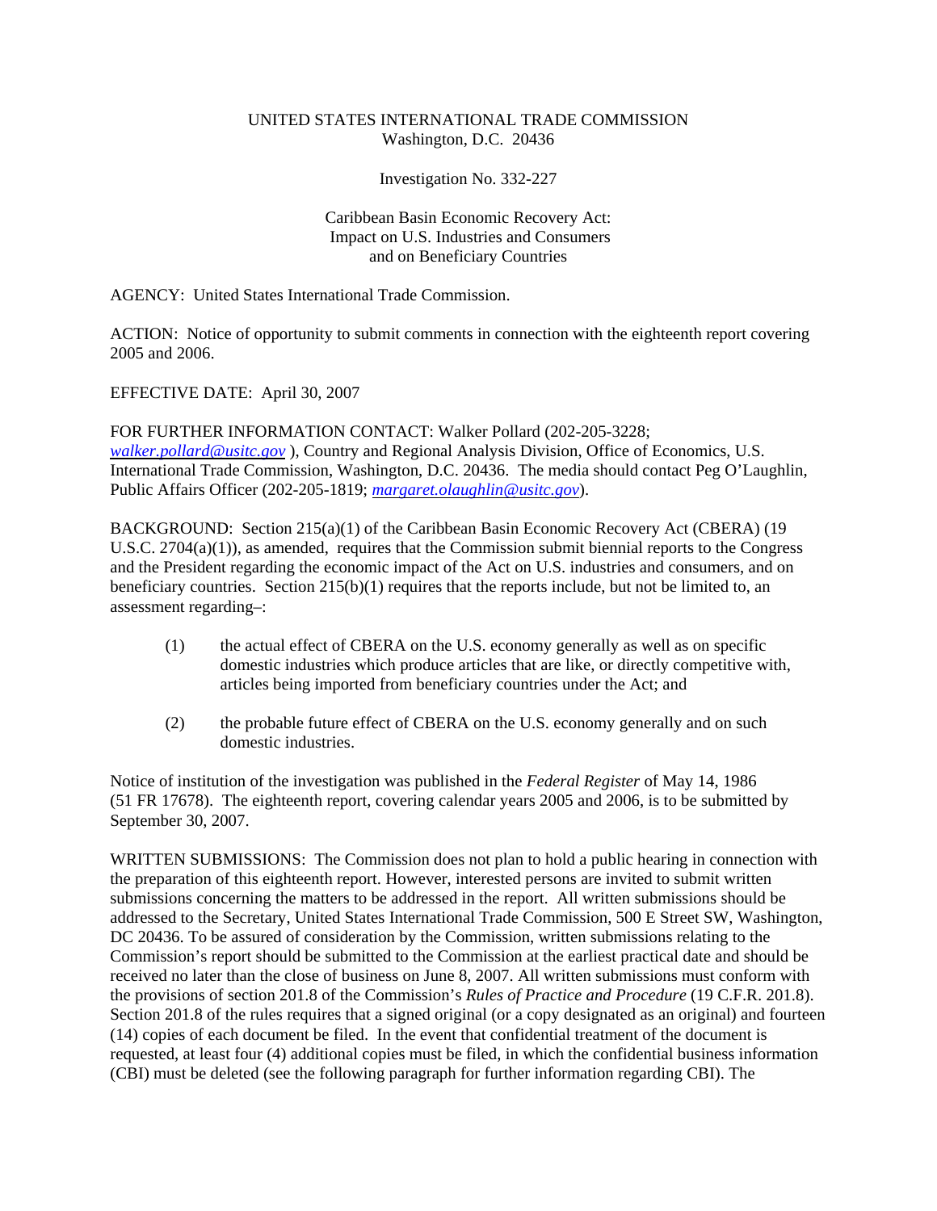UNITED STATES INTERNATIONAL TRADE COMMISSION
Washington, D.C. 20436

Investigation No. 332-227

Caribbean Basin Economic Recovery Act:
Impact on U.S. Industries and Consumers
and on Beneficiary Countries

AGENCY: United States International Trade Commission.

ACTION: Notice of opportunity to submit comments in connection with the eighteenth report covering 2005 and 2006.

EFFECTIVE DATE: April 30, 2007

FOR FURTHER INFORMATION CONTACT: Walker Pollard (202-205-3228; walker.pollard@usitc.gov ), Country and Regional Analysis Division, Office of Economics, U.S. International Trade Commission, Washington, D.C. 20436. The media should contact Peg O'Laughlin, Public Affairs Officer (202-205-1819; margaret.olaughlin@usitc.gov).

BACKGROUND: Section 215(a)(1) of the Caribbean Basin Economic Recovery Act (CBERA) (19 U.S.C. 2704(a)(1)), as amended, requires that the Commission submit biennial reports to the Congress and the President regarding the economic impact of the Act on U.S. industries and consumers, and on beneficiary countries. Section 215(b)(1) requires that the reports include, but not be limited to, an assessment regarding–:

(1) the actual effect of CBERA on the U.S. economy generally as well as on specific domestic industries which produce articles that are like, or directly competitive with, articles being imported from beneficiary countries under the Act; and

(2) the probable future effect of CBERA on the U.S. economy generally and on such domestic industries.

Notice of institution of the investigation was published in the *Federal Register* of May 14, 1986 (51 FR 17678). The eighteenth report, covering calendar years 2005 and 2006, is to be submitted by September 30, 2007.

WRITTEN SUBMISSIONS: The Commission does not plan to hold a public hearing in connection with the preparation of this eighteenth report. However, interested persons are invited to submit written submissions concerning the matters to be addressed in the report. All written submissions should be addressed to the Secretary, United States International Trade Commission, 500 E Street SW, Washington, DC 20436. To be assured of consideration by the Commission, written submissions relating to the Commission's report should be submitted to the Commission at the earliest practical date and should be received no later than the close of business on June 8, 2007. All written submissions must conform with the provisions of section 201.8 of the Commission's *Rules of Practice and Procedure* (19 C.F.R. 201.8). Section 201.8 of the rules requires that a signed original (or a copy designated as an original) and fourteen (14) copies of each document be filed. In the event that confidential treatment of the document is requested, at least four (4) additional copies must be filed, in which the confidential business information (CBI) must be deleted (see the following paragraph for further information regarding CBI). The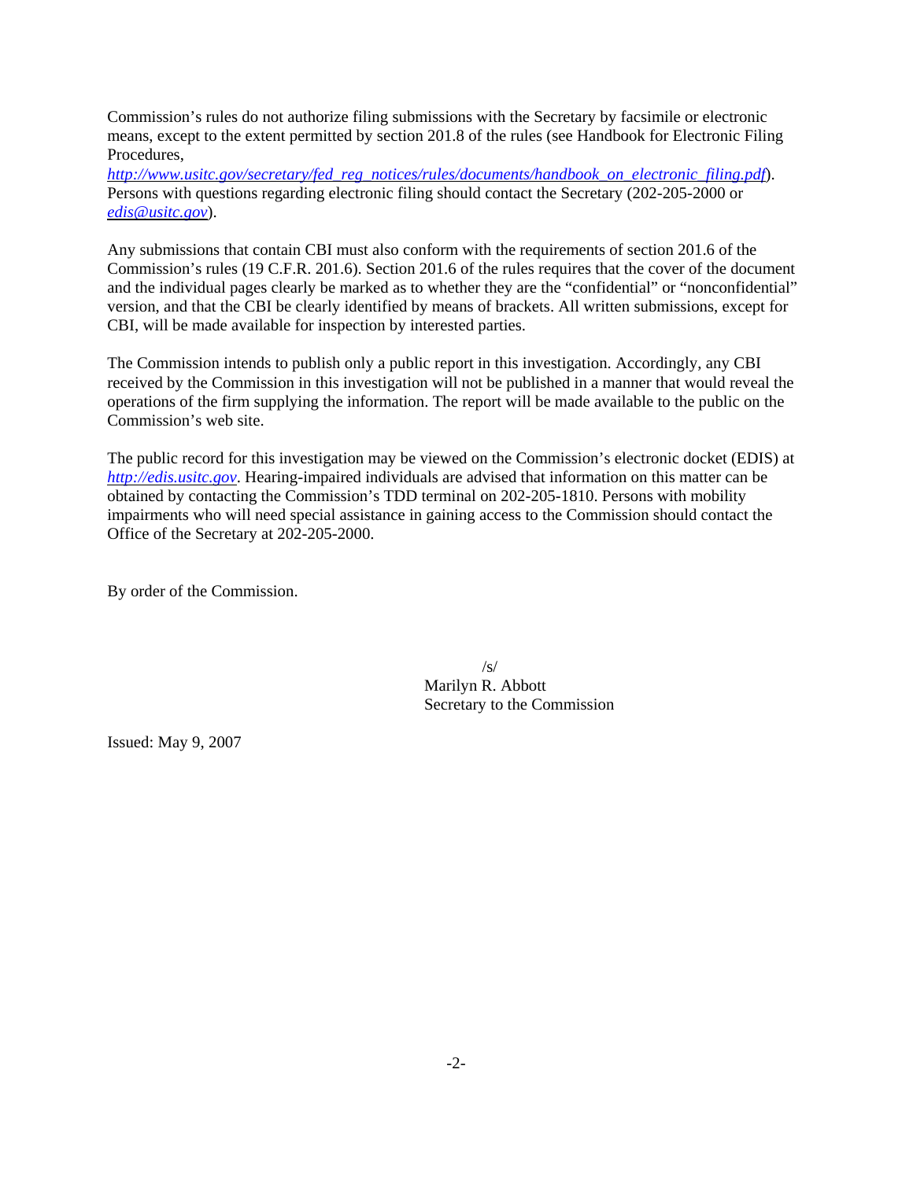Commission's rules do not authorize filing submissions with the Secretary by facsimile or electronic means, except to the extent permitted by section 201.8 of the rules (see Handbook for Electronic Filing Procedures, *http://www.usitc.gov/secretary/fed_reg_notices/rules/documents/handbook_on_electronic_filing.pdf*). Persons with questions regarding electronic filing should contact the Secretary (202-205-2000 or *edis@usitc.gov*).

Any submissions that contain CBI must also conform with the requirements of section 201.6 of the Commission's rules (19 C.F.R. 201.6). Section 201.6 of the rules requires that the cover of the document and the individual pages clearly be marked as to whether they are the "confidential" or "nonconfidential" version, and that the CBI be clearly identified by means of brackets. All written submissions, except for CBI, will be made available for inspection by interested parties.

The Commission intends to publish only a public report in this investigation. Accordingly, any CBI received by the Commission in this investigation will not be published in a manner that would reveal the operations of the firm supplying the information. The report will be made available to the public on the Commission's web site.

The public record for this investigation may be viewed on the Commission's electronic docket (EDIS) at *http://edis.usitc.gov*. Hearing-impaired individuals are advised that information on this matter can be obtained by contacting the Commission's TDD terminal on 202-205-1810. Persons with mobility impairments who will need special assistance in gaining access to the Commission should contact the Office of the Secretary at 202-205-2000.

By order of the Commission.

/s/
Marilyn R. Abbott
Secretary to the Commission

Issued: May 9, 2007